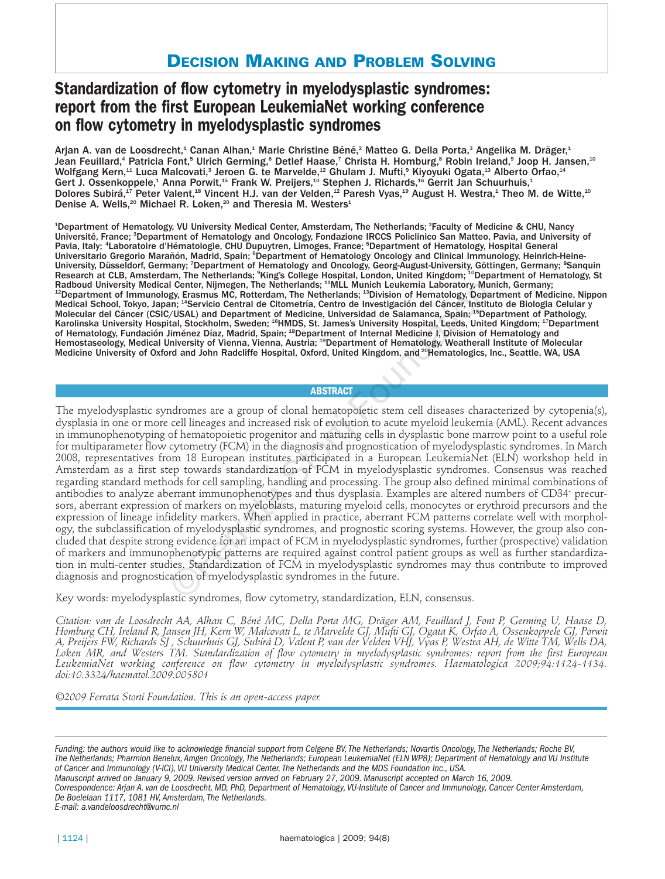# Decision Making and Problem Solving

## Standardization of flow cytometry in myelodysplastic syndromes: report from the first European LeukemiaNet working conference on flow cytometry in myelodysplastic syndromes

Arjan A. van de Loosdrecht,[1] Canan Alhan,[1] Marie Christine Béné,[2] Matteo G. Della Porta,[3] Angelika M. Dräger,[1] Jean Feuillard,[4] Patricia Font,[5] Ulrich Germing,[6] Detlef Haase,[7] Christa H. Homburg,[8] Robin Ireland,[9] Joop H. Jansen,[10] Wolfgang Kern,[11] Luca Malcovati,[3] Jeroen G. te Marvelde,[12] Ghulam J. Mufti,[9] Kiyoyuki Ogata,[13] Alberto Orfao,[14] Gert J. Ossenkoppele,[1] Anna Porwit,[15] Frank W. Preijers,[10] Stephen J. Richards,[16] Gerrit Jan Schuurhuis,[1] Dolores Subirá,[17] Peter Valent,[18] Vincent H.J. van der Velden,[12] Paresh Vyas,[19] August H. Westra,[1] Theo M. de Witte,[10] Denise A. Wells,[20] Michael R. Loken,[20] and Theresia M. Westers[1]

[1]Department of Hematology, VU University Medical Center, Amsterdam, The Netherlands; [2]Faculty of Medicine & CHU, Nancy Université, France; [3]Department of Hematology and Oncology, Fondazione IRCCS Policlinico San Matteo, Pavia, and University of Pavia, Italy; [4]Laboratoire d'Hématologie, CHU Dupuytren, Limoges, France; [5]Department of Hematology, Hospital General Universitario Gregorio Marañón, Madrid, Spain; [6]Department of Hematology Oncology and Clinical Immunology, Heinrich-Heine-University, Düsseldorf, Germany; [7]Department of Hematology and Oncology, Georg-August-University, Göttingen, Germany; [8]Sanquin Research at CLB, Amsterdam, The Netherlands; [9]King's College Hospital, London, United Kingdom; [10]Department of Hematology, St Radboud University Medical Center, Nijmegen, The Netherlands; [11]MLL Munich Leukemia Laboratory, Munich, Germany; [12]Department of Immunology, Erasmus MC, Rotterdam, The Netherlands; [13]Division of Hematology, Department of Medicine, Nippon Medical School, Tokyo, Japan; [14]Servicio Central de Citometría, Centro de Investigación del Cáncer, Instituto de Biologia Celular y Molecular del Cáncer (CSIC/USAL) and Department of Medicine, Universidad de Salamanca, Spain; [15]Department of Pathology, Karolinska University Hospital, Stockholm, Sweden; [16]HMDS, St. James's University Hospital, Leeds, United Kingdom; [17]Department of Hematology, Fundación Jiménez Díaz, Madrid, Spain; [18]Department of Internal Medicine I, Division of Hematology and Hemostaseology, Medical University of Vienna, Vienna, Austria; [19]Department of Hematology, Weatherall Institute of Molecular Medicine University of Oxford and John Radcliffe Hospital, Oxford, United Kingdom, and [20]Hematologics, Inc., Seattle, WA, USA

### ABSTRACT

The myelodysplastic syndromes are a group of clonal hematopoietic stem cell diseases characterized by cytopenia(s), dysplasia in one or more cell lineages and increased risk of evolution to acute myeloid leukemia (AML). Recent advances in immunophenotyping of hematopoietic progenitor and maturing cells in dysplastic bone marrow point to a useful role for multiparameter flow cytometry (FCM) in the diagnosis and prognostication of myelodysplastic syndromes. In March 2008, representatives from 18 European institutes participated in a European LeukemiaNet (ELN) workshop held in Amsterdam as a first step towards standardization of FCM in myelodysplastic syndromes. Consensus was reached regarding standard methods for cell sampling, handling and processing. The group also defined minimal combinations of antibodies to analyze aberrant immunophenotypes and thus dysplasia. Examples are altered numbers of CD34$^{+}$ precursors, aberrant expression of markers on myeloblasts, maturing myeloid cells, monocytes or erythroid precursors and the expression of lineage infidelity markers. When applied in practice, aberrant FCM patterns correlate well with morphology, the subclassification of myelodysplastic syndromes, and prognostic scoring systems. However, the group also concluded that despite strong evidence for an impact of FCM in myelodysplastic syndromes, further (prospective) validation of markers and immunophenotypic patterns are required against control patient groups as well as further standardization in multi-center studies. Standardization of FCM in myelodysplastic syndromes may thus contribute to improved diagnosis and prognostication of myelodysplastic syndromes in the future.

Key words: myelodysplastic syndromes, flow cytometry, standardization, ELN, consensus.

*Citation: van de Loosdrecht AA, Alhan C, Béné MC, Della Porta MG, Dräger AM, Feuillard J, Font P, Germing U, Haase D, Homburg CH, Ireland R, Jansen JH, Kern W, Malcovati L, te Marvelde GJ, Mufti GJ, Ogata K, Orfao A, Ossenkoppele GJ, Porwit A, Preijers FW, Richards SJ, Schuurhuis GJ, Subirá D, Valent P, van der Velden VHJ, Vyas P, Westra AH, de Witte TM, Wells DA, Loken MR, and Westers TM. Standardization of flow cytometry in myelodysplastic syndromes: report from the first European LeukemiaNet working conference on flow cytometry in myelodysplastic syndromes. Haematologica 2009;94:1124-1134. doi:10.3324/haematol.2009.005801*

*©2009 Ferrata Storti Foundation. This is an open-access paper.*

*Funding: the authors would like to acknowledge financial support from Celgene BV, The Netherlands; Novartis Oncology, The Netherlands; Roche BV, The Netherlands; Pharmion Benelux, Amgen Oncology, The Netherlands; European LeukemiaNet (ELN WP8); Department of Hematology and VU Institute of Cancer and Immunology (V-ICI), VU University Medical Center, The Netherlands and the MDS Foundation Inc., USA.*
*Manuscript arrived on January 9, 2009. Revised version arrived on February 27, 2009. Manuscript accepted on March 16, 2009.*
*Correspondence: Arjan A. van de Loosdrecht, MD, PhD, Department of Hematology, VU-Institute of Cancer and Immunology, Cancer Center Amsterdam, De Boelelaan 1117, 1081 HV, Amsterdam, The Netherlands.*
*E-mail: a.vandeloosdrecht@vumc.nl*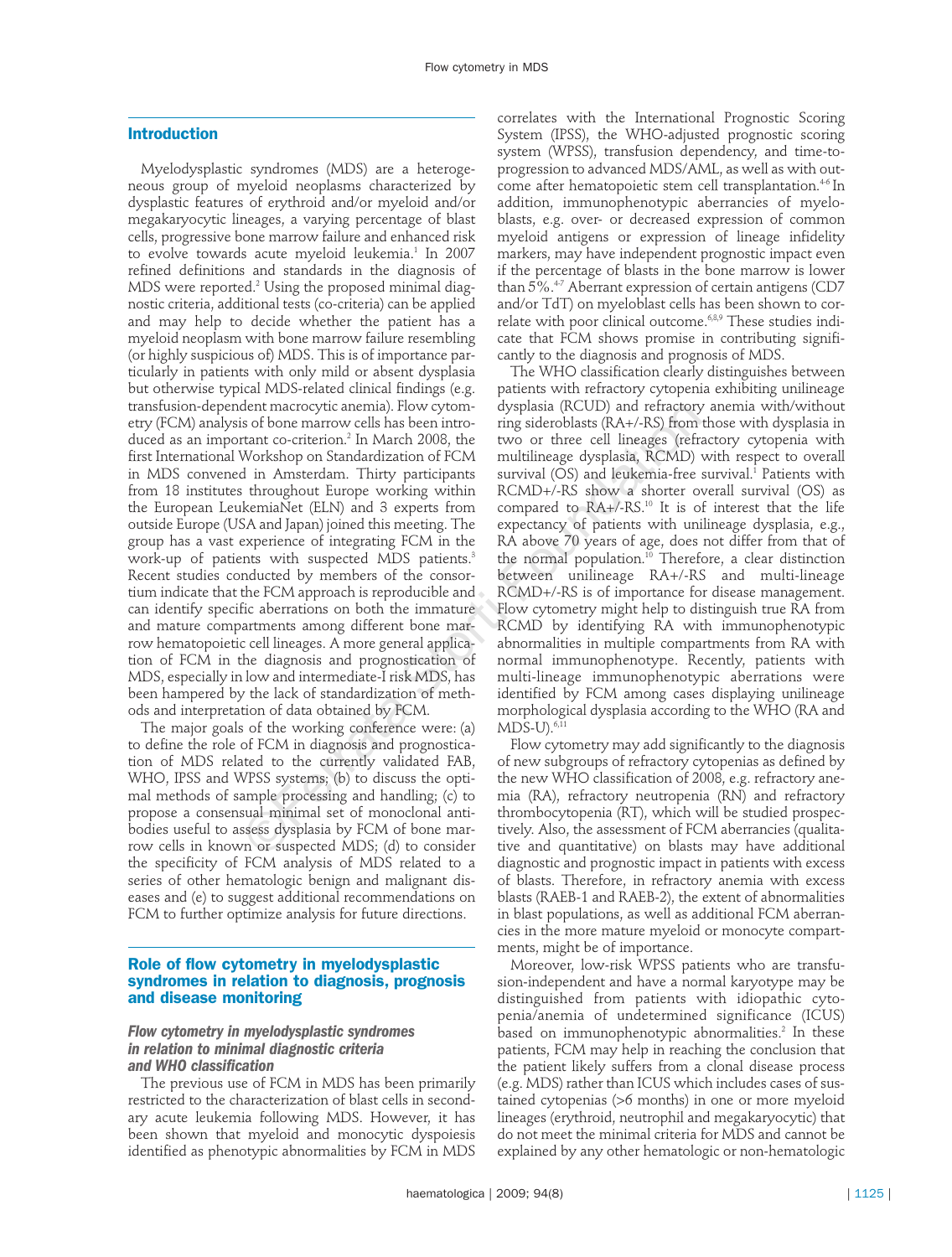## Introduction

Myelodysplastic syndromes (MDS) are a heterogeneous group of myeloid neoplasms characterized by dysplastic features of erythroid and/or myeloid and/or megakaryocytic lineages, a varying percentage of blast cells, progressive bone marrow failure and enhanced risk to evolve towards acute myeloid leukemia.[1] In 2007 refined definitions and standards in the diagnosis of MDS were reported.[2] Using the proposed minimal diagnostic criteria, additional tests (co-criteria) can be applied and may help to decide whether the patient has a myeloid neoplasm with bone marrow failure resembling (or highly suspicious of) MDS. This is of importance particularly in patients with only mild or absent dysplasia but otherwise typical MDS-related clinical findings (e.g. transfusion-dependent macrocytic anemia). Flow cytometry (FCM) analysis of bone marrow cells has been introduced as an important co-criterion.[2] In March 2008, the first International Workshop on Standardization of FCM in MDS convened in Amsterdam. Thirty participants from 18 institutes throughout Europe working within the European LeukemiaNet (ELN) and 3 experts from outside Europe (USA and Japan) joined this meeting. The group has a vast experience of integrating FCM in the work-up of patients with suspected MDS patients.[3] Recent studies conducted by members of the consortium indicate that the FCM approach is reproducible and can identify specific aberrations on both the immature and mature compartments among different bone marrow hematopoietic cell lineages. A more general application of FCM in the diagnosis and prognostication of MDS, especially in low and intermediate-I risk MDS, has been hampered by the lack of standardization of methods and interpretation of data obtained by FCM.

The major goals of the working conference were: (a) to define the role of FCM in diagnosis and prognostication of MDS related to the currently validated FAB, WHO, IPSS and WPSS systems; (b) to discuss the optimal methods of sample processing and handling; (c) to propose a consensual minimal set of monoclonal antibodies useful to assess dysplasia by FCM of bone marrow cells in known or suspected MDS; (d) to consider the specificity of FCM analysis of MDS related to a series of other hematologic benign and malignant diseases and (e) to suggest additional recommendations on FCM to further optimize analysis for future directions.

## Role of flow cytometry in myelodysplastic syndromes in relation to diagnosis, prognosis and disease monitoring

### *Flow cytometry in myelodysplastic syndromes in relation to minimal diagnostic criteria and WHO classification*

The previous use of FCM in MDS has been primarily restricted to the characterization of blast cells in secondary acute leukemia following MDS. However, it has been shown that myeloid and monocytic dyspoiesis identified as phenotypic abnormalities by FCM in MDS correlates with the International Prognostic Scoring System (IPSS), the WHO-adjusted prognostic scoring system (WPSS), transfusion dependency, and time-to-progression to advanced MDS/AML, as well as with outcome after hematopoietic stem cell transplantation.[4-6] In addition, immunophenotypic aberrancies of myeloblasts, e.g. over- or decreased expression of common myeloid antigens or expression of lineage infidelity markers, may have independent prognostic impact even if the percentage of blasts in the bone marrow is lower than 5%.[4-7] Aberrant expression of certain antigens (CD7 and/or TdT) on myeloblast cells has been shown to correlate with poor clinical outcome.[6,8,9] These studies indicate that FCM shows promise in contributing significantly to the diagnosis and prognosis of MDS.

The WHO classification clearly distinguishes between patients with refractory cytopenia exhibiting unilineage dysplasia (RCUD) and refractory anemia with/without ring sideroblasts (RA+/-RS) from those with dysplasia in two or three cell lineages (refractory cytopenia with multilineage dysplasia, RCMD) with respect to overall survival (OS) and leukemia-free survival.[1] Patients with RCMD+/-RS show a shorter overall survival (OS) as compared to RA+/-RS.[10] It is of interest that the life expectancy of patients with unilineage dysplasia, e.g., RA above 70 years of age, does not differ from that of the normal population.[10] Therefore, a clear distinction between unilineage RA+/-RS and multi-lineage RCMD+/-RS is of importance for disease management. Flow cytometry might help to distinguish true RA from RCMD by identifying RA with immunophenotypic abnormalities in multiple compartments from RA with normal immunophenotype. Recently, patients with multi-lineage immunophenotypic aberrations were identified by FCM among cases displaying unilineage morphological dysplasia according to the WHO (RA and MDS-U).[6,11]

Flow cytometry may add significantly to the diagnosis of new subgroups of refractory cytopenias as defined by the new WHO classification of 2008, e.g. refractory anemia (RA), refractory neutropenia (RN) and refractory thrombocytopenia (RT), which will be studied prospectively. Also, the assessment of FCM aberrancies (qualitative and quantitative) on blasts may have additional diagnostic and prognostic impact in patients with excess of blasts. Therefore, in refractory anemia with excess blasts (RAEB-1 and RAEB-2), the extent of abnormalities in blast populations, as well as additional FCM aberrancies in the more mature myeloid or monocyte compartments, might be of importance.

Moreover, low-risk WPSS patients who are transfusion-independent and have a normal karyotype may be distinguished from patients with idiopathic cytopenia/anemia of undetermined significance (ICUS) based on immunophenotypic abnormalities.[2] In these patients, FCM may help in reaching the conclusion that the patient likely suffers from a clonal disease process (e.g. MDS) rather than ICUS which includes cases of sustained cytopenias (>6 months) in one or more myeloid lineages (erythroid, neutrophil and megakaryocytic) that do not meet the minimal criteria for MDS and cannot be explained by any other hematologic or non-hematologic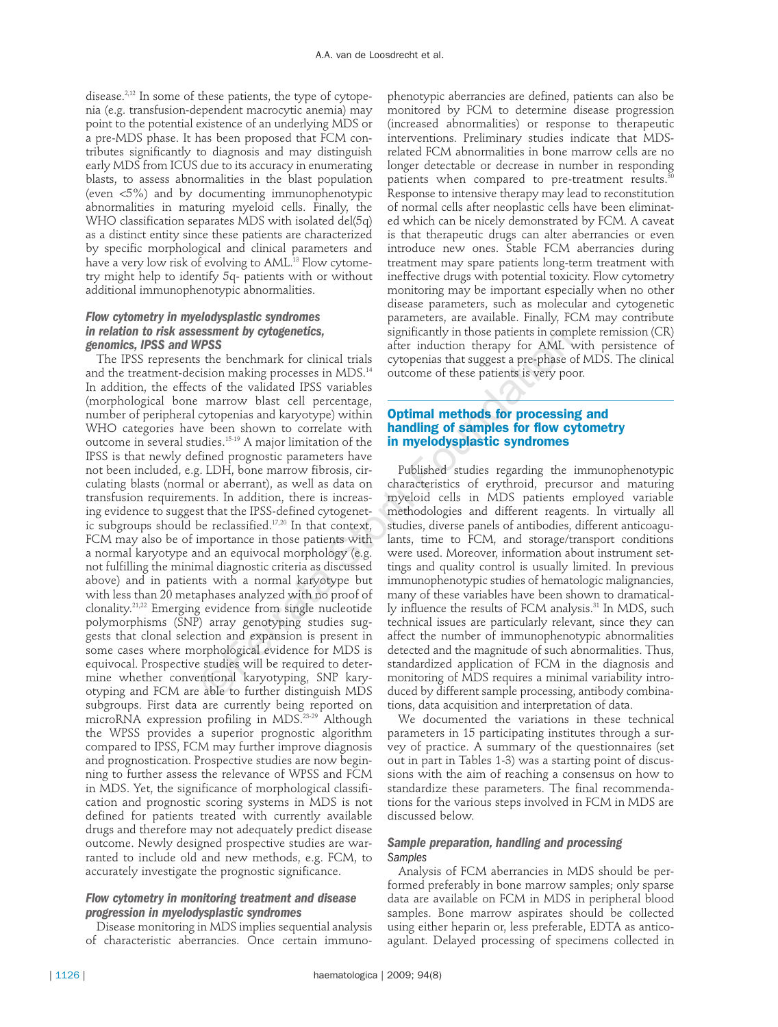disease.[2,12] In some of these patients, the type of cytopenia (e.g. transfusion-dependent macrocytic anemia) may point to the potential existence of an underlying MDS or a pre-MDS phase. It has been proposed that FCM contributes significantly to diagnosis and may distinguish early MDS from ICUS due to its accuracy in enumerating blasts, to assess abnormalities in the blast population (even <5%) and by documenting immunophenotypic abnormalities in maturing myeloid cells. Finally, the WHO classification separates MDS with isolated del(5q) as a distinct entity since these patients are characterized by specific morphological and clinical parameters and have a very low risk of evolving to AML.[13] Flow cytometry might help to identify 5q- patients with or without additional immunophenotypic abnormalities.

### *Flow cytometry in myelodysplastic syndromes in relation to risk assessment by cytogenetics, genomics, IPSS and WPSS*

The IPSS represents the benchmark for clinical trials and the treatment-decision making processes in MDS.[14] In addition, the effects of the validated IPSS variables (morphological bone marrow blast cell percentage, number of peripheral cytopenias and karyotype) within WHO categories have been shown to correlate with outcome in several studies.[15-19] A major limitation of the IPSS is that newly defined prognostic parameters have not been included, e.g. LDH, bone marrow fibrosis, circulating blasts (normal or aberrant), as well as data on transfusion requirements. In addition, there is increasing evidence to suggest that the IPSS-defined cytogenetic subgroups should be reclassified.[17,20] In that context, FCM may also be of importance in those patients with a normal karyotype and an equivocal morphology (e.g. not fulfilling the minimal diagnostic criteria as discussed above) and in patients with a normal karyotype but with less than 20 metaphases analyzed with no proof of clonality.[21,22] Emerging evidence from single nucleotide polymorphisms (SNP) array genotyping studies suggests that clonal selection and expansion is present in some cases where morphological evidence for MDS is equivocal. Prospective studies will be required to determine whether conventional karyotyping, SNP karyotyping and FCM are able to further distinguish MDS subgroups. First data are currently being reported on microRNA expression profiling in MDS.[23-29] Although the WPSS provides a superior prognostic algorithm compared to IPSS, FCM may further improve diagnosis and prognostication. Prospective studies are now beginning to further assess the relevance of WPSS and FCM in MDS. Yet, the significance of morphological classification and prognostic scoring systems in MDS is not defined for patients treated with currently available drugs and therefore may not adequately predict disease outcome. Newly designed prospective studies are warranted to include old and new methods, e.g. FCM, to accurately investigate the prognostic significance.

### *Flow cytometry in monitoring treatment and disease progression in myelodysplastic syndromes*

Disease monitoring in MDS implies sequential analysis of characteristic aberrancies. Once certain immunophenotypic aberrancies are defined, patients can also be monitored by FCM to determine disease progression (increased abnormalities) or response to therapeutic interventions. Preliminary studies indicate that MDS-related FCM abnormalities in bone marrow cells are no longer detectable or decrease in number in responding patients when compared to pre-treatment results.[30] Response to intensive therapy may lead to reconstitution of normal cells after neoplastic cells have been eliminated which can be nicely demonstrated by FCM. A caveat is that therapeutic drugs can alter aberrancies or even introduce new ones. Stable FCM aberrancies during treatment may spare patients long-term treatment with ineffective drugs with potential toxicity. Flow cytometry monitoring may be important especially when no other disease parameters, such as molecular and cytogenetic parameters, are available. Finally, FCM may contribute significantly in those patients in complete remission (CR) after induction therapy for AML with persistence of cytopenias that suggest a pre-phase of MDS. The clinical outcome of these patients is very poor.

## Optimal methods for processing and handling of samples for flow cytometry in myelodysplastic syndromes

Published studies regarding the immunophenotypic characteristics of erythroid, precursor and maturing myeloid cells in MDS patients employed variable methodologies and different reagents. In virtually all studies, diverse panels of antibodies, different anticoagulants, time to FCM, and storage/transport conditions were used. Moreover, information about instrument settings and quality control is usually limited. In previous immunophenotypic studies of hematologic malignancies, many of these variables have been shown to dramatically influence the results of FCM analysis.[31] In MDS, such technical issues are particularly relevant, since they can affect the number of immunophenotypic abnormalities detected and the magnitude of such abnormalities. Thus, standardized application of FCM in the diagnosis and monitoring of MDS requires a minimal variability introduced by different sample processing, antibody combinations, data acquisition and interpretation of data.

We documented the variations in these technical parameters in 15 participating institutes through a survey of practice. A summary of the questionnaires (set out in part in Tables 1-3) was a starting point of discussions with the aim of reaching a consensus on how to standardize these parameters. The final recommendations for the various steps involved in FCM in MDS are discussed below.

### *Sample preparation, handling and processing*

#### *Samples*

Analysis of FCM aberrancies in MDS should be performed preferably in bone marrow samples; only sparse data are available on FCM in MDS in peripheral blood samples. Bone marrow aspirates should be collected using either heparin or, less preferable, EDTA as anticoagulant. Delayed processing of specimens collected in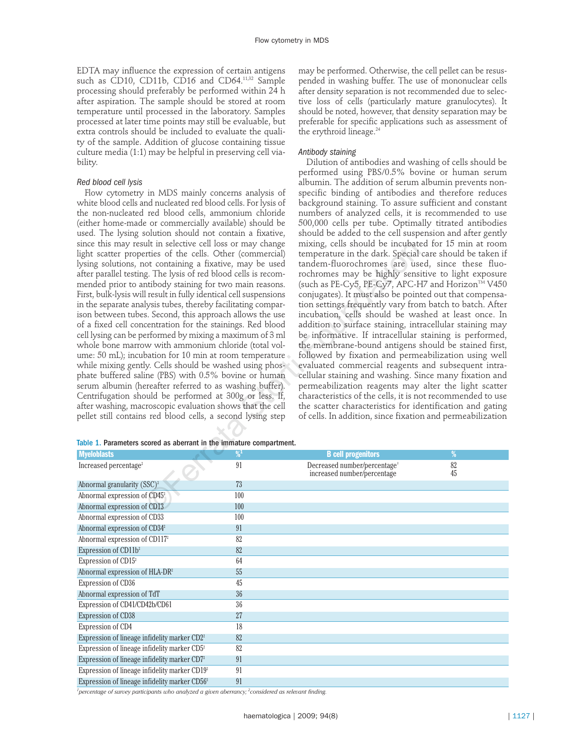EDTA may influence the expression of certain antigens such as CD10, CD11b, CD16 and CD64.[11,32] Sample processing should preferably be performed within 24 h after aspiration. The sample should be stored at room temperature until processed in the laboratory. Samples processed at later time points may still be evaluable, but extra controls should be included to evaluate the quality of the sample. Addition of glucose containing tissue culture media (1:1) may be helpful in preserving cell viability.

### *Red blood cell lysis*

Flow cytometry in MDS mainly concerns analysis of white blood cells and nucleated red blood cells. For lysis of the non-nucleated red blood cells, ammonium chloride (either home-made or commercially available) should be used. The lysing solution should not contain a fixative, since this may result in selective cell loss or may change light scatter properties of the cells. Other (commercial) lysing solutions, not containing a fixative, may be used after parallel testing. The lysis of red blood cells is recommended prior to antibody staining for two main reasons. First, bulk-lysis will result in fully identical cell suspensions in the separate analysis tubes, thereby facilitating comparison between tubes. Second, this approach allows the use of a fixed cell concentration for the stainings. Red blood cell lysing can be performed by mixing a maximum of 3 ml whole bone marrow with ammonium chloride (total volume: 50 mL); incubation for 10 min at room temperature while mixing gently. Cells should be washed using phosphate buffered saline (PBS) with 0.5% bovine or human serum albumin (hereafter referred to as washing buffer). Centrifugation should be performed at 300g or less. If, after washing, macroscopic evaluation shows that the cell pellet still contains red blood cells, a second lysing step may be performed. Otherwise, the cell pellet can be resuspended in washing buffer. The use of mononuclear cells after density separation is not recommended due to selective loss of cells (particularly mature granulocytes). It should be noted, however, that density separation may be preferable for specific applications such as assessment of the erythroid lineage.[24]

### *Antibody staining*

Dilution of antibodies and washing of cells should be performed using PBS/0.5% bovine or human serum albumin. The addition of serum albumin prevents non-specific binding of antibodies and therefore reduces background staining. To assure sufficient and constant numbers of analyzed cells, it is recommended to use 500,000 cells per tube. Optimally titrated antibodies should be added to the cell suspension and after gently mixing, cells should be incubated for 15 min at room temperature in the dark. Special care should be taken if tandem-fluorochromes are used, since these fluorochromes may be highly sensitive to light exposure (such as PE-Cy5, PE-Cy7, APC-H7 and Horizon™ V450 conjugates). It must also be pointed out that compensation settings frequently vary from batch to batch. After incubation, cells should be washed at least once. In addition to surface staining, intracellular staining may be informative. If intracellular staining is performed, the membrane-bound antigens should be stained first, followed by fixation and permeabilization using well evaluated commercial reagents and subsequent intracellular staining and washing. Since many fixation and permeabilization reagents may alter the light scatter characteristics of the cells, it is not recommended to use the scatter characteristics for identification and gating of cells. In addition, since fixation and permeabilization

**Table 1. Parameters scored as aberrant in the immature compartment.**

| Myeloblasts | %[1] | B cell progenitors | % |
|---|---|---|---|
| Increased percentage[2] | 91 | Decreased number/percentage[2]<br>increased number/percentage | 82<br>45 |
| Abnormal granularity (SSC)[2] | 73 | | |
| Abnormal expression of CD45[2] | 100 | | |
| Abnormal expression of CD13 | 100 | | |
| Abnormal expression of CD33 | 100 | | |
| Abnormal expression of CD34[2] | 91 | | |
| Abnormal expression of CD117[2] | 82 | | |
| Expression of CD11b[2] | 82 | | |
| Expression of CD15[2] | 64 | | |
| Abnormal expression of HLA-DR[2] | 55 | | |
| Expression of CD36 | 45 | | |
| Abnormal expression of TdT | 36 | | |
| Expression of CD41/CD42b/CD61 | 36 | | |
| Expression of CD38 | 27 | | |
| Expression of CD4 | 18 | | |
| Expression of lineage infidelity marker CD2[2] | 82 | | |
| Expression of lineage infidelity marker CD5[2] | 82 | | |
| Expression of lineage infidelity marker CD7[2] | 91 | | |
| Expression of lineage infidelity marker CD19[2] | 91 | | |
| Expression of lineage infidelity marker CD56[2] | 91 | | |

[1]percentage of survey participants who analyzed a given aberrancy; [2]considered as relevant finding.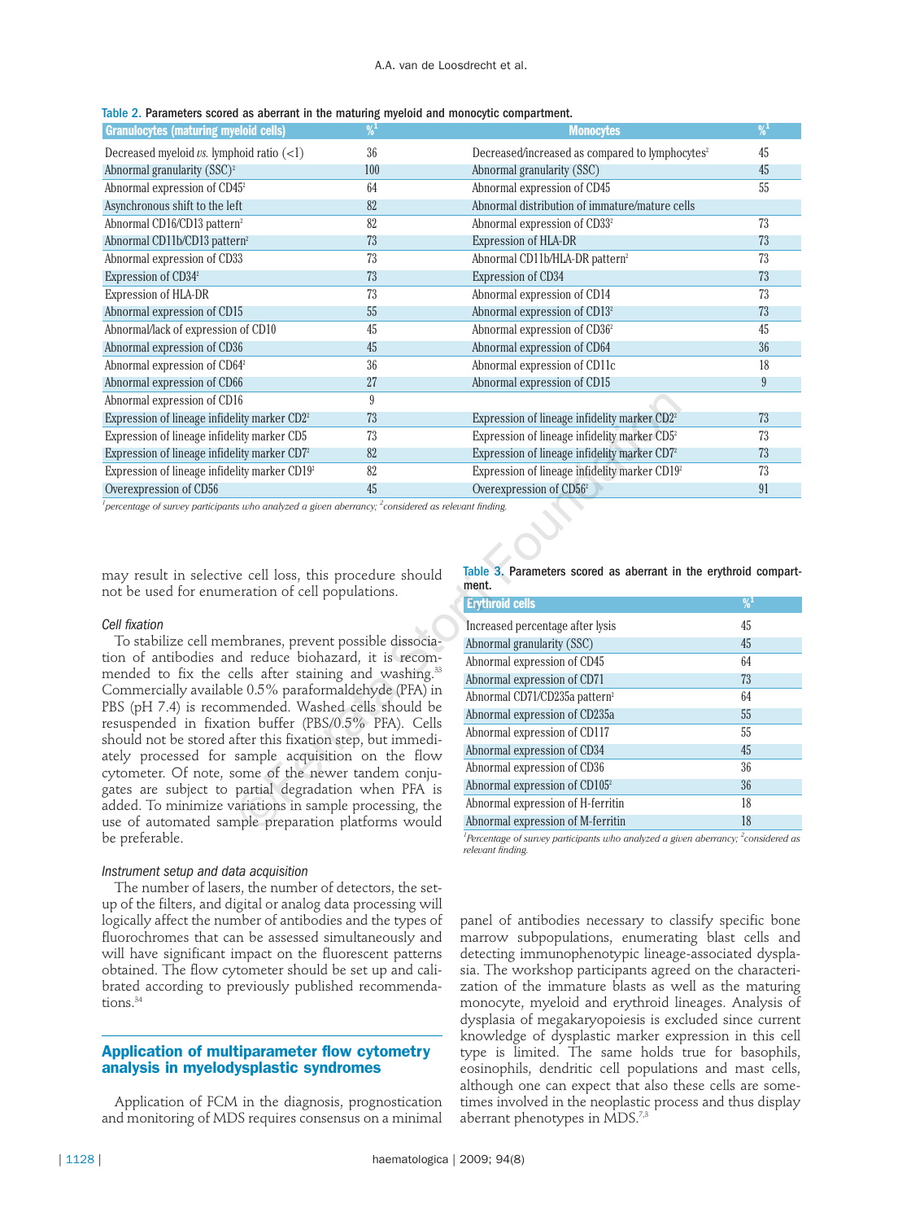Table 2. Parameters scored as aberrant in the maturing myeloid and monocytic compartment.

| Granulocytes (maturing myeloid cells) | %[1] | Monocytes | %[1] |
|---|---|---|---|
| Decreased myeloid *vs.* lymphoid ratio (<1) | 36 | Decreased/increased as compared to lymphocytes[2] | 45 |
| Abnormal granularity (SSC)[2] | 100 | Abnormal granularity (SSC) | 45 |
| Abnormal expression of CD45[2] | 64 | Abnormal expression of CD45 | 55 |
| Asynchronous shift to the left | 82 | Abnormal distribution of immature/mature cells | |
| Abnormal CD16/CD13 pattern[2] | 82 | Abnormal expression of CD33[2] | 73 |
| Abnormal CD11b/CD13 pattern[2] | 73 | Expression of HLA-DR | 73 |
| Abnormal expression of CD33 | 73 | Abnormal CD11b/HLA-DR pattern[2] | 73 |
| Expression of CD34[2] | 73 | Expression of CD34 | 73 |
| Expression of HLA-DR | 73 | Abnormal expression of CD14 | 73 |
| Abnormal expression of CD15 | 55 | Abnormal expression of CD13[2] | 73 |
| Abnormal/lack of expression of CD10 | 45 | Abnormal expression of CD36[2] | 45 |
| Abnormal expression of CD36 | 45 | Abnormal expression of CD64 | 36 |
| Abnormal expression of CD64[2] | 36 | Abnormal expression of CD11c | 18 |
| Abnormal expression of CD66 | 27 | Abnormal expression of CD15 | 9 |
| Abnormal expression of CD16 | 9 | | |
| Expression of lineage infidelity marker CD2[2] | 73 | Expression of lineage infidelity marker CD2[2] | 73 |
| Expression of lineage infidelity marker CD5 | 73 | Expression of lineage infidelity marker CD5[2] | 73 |
| Expression of lineage infidelity marker CD7[2] | 82 | Expression of lineage infidelity marker CD7[2] | 73 |
| Expression of lineage infidelity marker CD19[2] | 82 | Expression of lineage infidelity marker CD19[2] | 73 |
| Overexpression of CD56 | 45 | Overexpression of CD56[2] | 91 |

[1]*percentage of survey participants who analyzed a given aberrancy;* [2]*considered as relevant finding.*

may result in selective cell loss, this procedure should not be used for enumeration of cell populations.

*Cell fixation*

To stabilize cell membranes, prevent possible dissociation of antibodies and reduce biohazard, it is recommended to fix the cells after staining and washing.[33] Commercially available 0.5% paraformaldehyde (PFA) in PBS (pH 7.4) is recommended. Washed cells should be resuspended in fixation buffer (PBS/0.5% PFA). Cells should not be stored after this fixation step, but immediately processed for sample acquisition on the flow cytometer. Of note, some of the newer tandem conjugates are subject to partial degradation when PFA is added. To minimize variations in sample processing, the use of automated sample preparation platforms would be preferable.

*Instrument setup and data acquisition*

The number of lasers, the number of detectors, the setup of the filters, and digital or analog data processing will logically affect the number of antibodies and the types of fluorochromes that can be assessed simultaneously and will have significant impact on the fluorescent patterns obtained. The flow cytometer should be set up and calibrated according to previously published recommendations.[34]

## Application of multiparameter flow cytometry analysis in myelodysplastic syndromes

Application of FCM in the diagnosis, prognostication and monitoring of MDS requires consensus on a minimal panel of antibodies necessary to classify specific bone marrow subpopulations, enumerating blast cells and detecting immunophenotypic lineage-associated dysplasia. The workshop participants agreed on the characterization of the immature blasts as well as the maturing monocyte, myeloid and erythroid lineages. Analysis of dysplasia of megakaryopoiesis is excluded since current knowledge of dysplastic marker expression in this cell type is limited. The same holds true for basophils, eosinophils, dendritic cell populations and mast cells, although one can expect that also these cells are sometimes involved in the neoplastic process and thus display aberrant phenotypes in MDS.[7,8]

Table 3. Parameters scored as aberrant in the erythroid compartment.

| Erythroid cells | %[1] |
|---|---|
| Increased percentage after lysis | 45 |
| Abnormal granularity (SSC) | 45 |
| Abnormal expression of CD45 | 64 |
| Abnormal expression of CD71 | 73 |
| Abnormal CD71/CD235a pattern[2] | 64 |
| Abnormal expression of CD235a | 55 |
| Abnormal expression of CD117 | 55 |
| Abnormal expression of CD34 | 45 |
| Abnormal expression of CD36 | 36 |
| Abnormal expression of CD105[2] | 36 |
| Abnormal expression of H-ferritin | 18 |
| Abnormal expression of M-ferritin | 18 |

[1]*Percentage of survey participants who analyzed a given aberrancy;* [2]*considered as relevant finding.*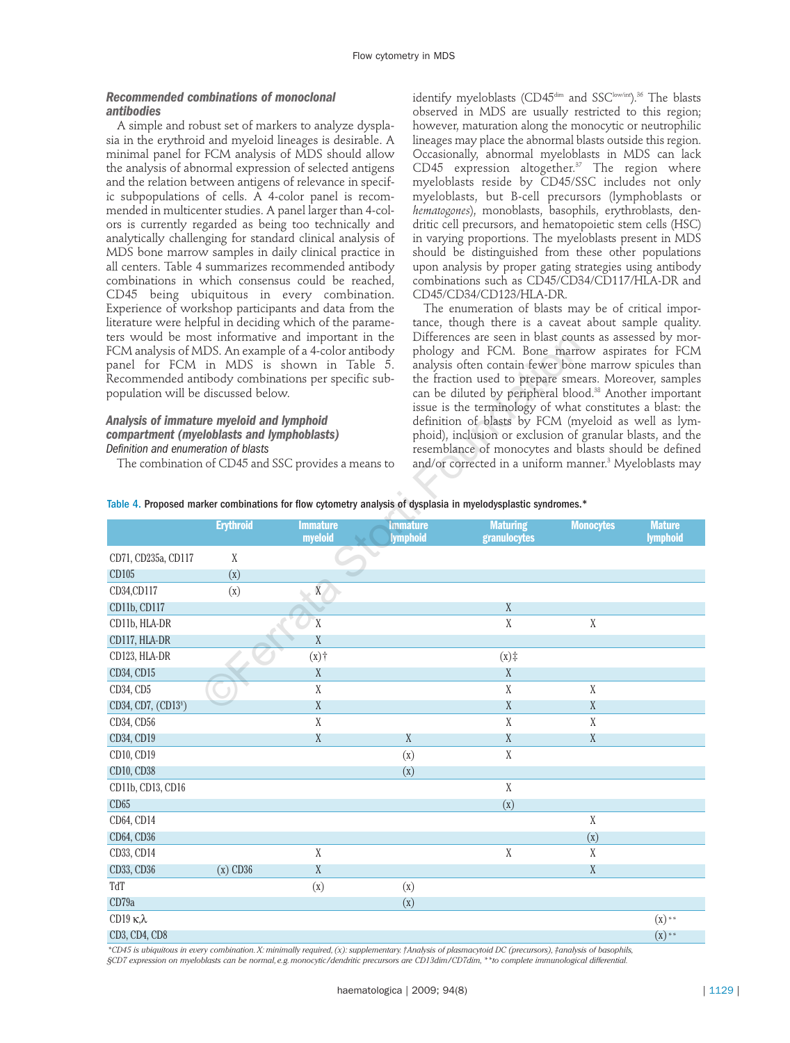### *Recommended combinations of monoclonal antibodies*

A simple and robust set of markers to analyze dysplasia in the erythroid and myeloid lineages is desirable. A minimal panel for FCM analysis of MDS should allow the analysis of abnormal expression of selected antigens and the relation between antigens of relevance in specific subpopulations of cells. A 4-color panel is recommended in multicenter studies. A panel larger than 4-colors is currently regarded as being too technically and analytically challenging for standard clinical analysis of MDS bone marrow samples in daily clinical practice in all centers. Table 4 summarizes recommended antibody combinations in which consensus could be reached, CD45 being ubiquitous in every combination. Experience of workshop participants and data from the literature were helpful in deciding which of the parameters would be most informative and important in the FCM analysis of MDS. An example of a 4-color antibody panel for FCM in MDS is shown in Table 5. Recommended antibody combinations per specific subpopulation will be discussed below.

### *Analysis of immature myeloid and lymphoid compartment (myeloblasts and lymphoblasts)*

*Definition and enumeration of blasts*

The combination of CD45 and SSC provides a means to identify myeloblasts (CD45$^{dim}$ and SSC$^{low/int}$).[36] The blasts observed in MDS are usually restricted to this region; however, maturation along the monocytic or neutrophilic lineages may place the abnormal blasts outside this region. Occasionally, abnormal myeloblasts in MDS can lack CD45 expression altogether.[37] The region where myeloblasts reside by CD45/SSC includes not only myeloblasts, but B-cell precursors (lymphoblasts or *hematogones*), monoblasts, basophils, erythroblasts, dendritic cell precursors, and hematopoietic stem cells (HSC) in varying proportions. The myeloblasts present in MDS should be distinguished from these other populations upon analysis by proper gating strategies using antibody combinations such as CD45/CD34/CD117/HLA-DR and CD45/CD34/CD123/HLA-DR.

The enumeration of blasts may be of critical importance, though there is a caveat about sample quality. Differences are seen in blast counts as assessed by morphology and FCM. Bone marrow aspirates for FCM analysis often contain fewer bone marrow spicules than the fraction used to prepare smears. Moreover, samples can be diluted by peripheral blood.[38] Another important issue is the terminology of what constitutes a blast: the definition of blasts by FCM (myeloid as well as lymphoid), inclusion or exclusion of granular blasts, and the resemblance of monocytes and blasts should be defined and/or corrected in a uniform manner.[3] Myeloblasts may

**Table 4.** Proposed marker combinations for flow cytometry analysis of dysplasia in myelodysplastic syndromes.*

| | Erythroid | Immature myeloid | Immature lymphoid | Maturing granulocytes | Monocytes | Mature lymphoid |
|---|---|---|---|---|---|---|
| CD71, CD235a, CD117 | X | | | | | |
| CD105 | (x) | | | | | |
| CD34,CD117 | (x) | X | | | | |
| CD11b, CD117 | | | | X | | |
| CD11b, HLA-DR | | X | | X | X | |
| CD117, HLA-DR | | X | | | | |
| CD123, HLA-DR | | (x)† | | (x)‡ | | |
| CD34, CD15 | | X | | X | | |
| CD34, CD5 | | X | | X | X | |
| CD34, CD7, (CD13§) | | X | | X | X | |
| CD34, CD56 | | X | | X | X | |
| CD34, CD19 | | X | X | X | X | |
| CD10, CD19 | | | (x) | X | | |
| CD10, CD38 | | | (x) | | | |
| CD11b, CD13, CD16 | | | | X | | |
| CD65 | | | | (x) | | |
| CD64, CD14 | | | | | X | |
| CD64, CD36 | | | | | (x) | |
| CD33, CD14 | | X | | X | X | |
| CD33, CD36 | (x) CD36 | X | | | X | |
| TdT | | (x) | (x) | | | |
| CD79a | | | (x) | | | |
| CD19 κ,λ | | | | | | (x)** |
| CD3, CD4, CD8 | | | | | | (x)** |

*CD45 is ubiquitous in every combination. X: minimally required, (x): supplementary. †Analysis of plasmacytoid DC (precursors), ‡analysis of basophils, §CD7 expression on myeloblasts can be normal, e.g. monocytic/dendritic precursors are CD13dim/CD7dim, **to complete immunological differential.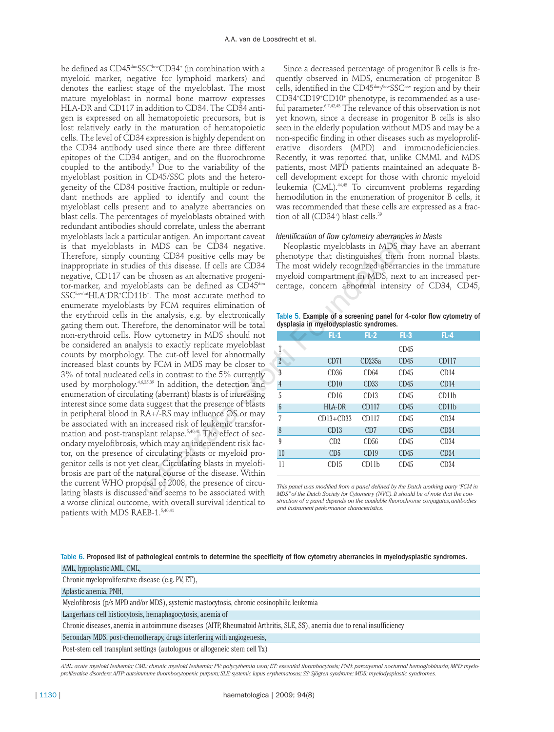be defined as CD45[dim]SSC[low]CD34+ (in combination with a myeloid marker, negative for lymphoid markers) and denotes the earliest stage of the myeloblast. The most mature myeloblast in normal bone marrow expresses HLA-DR and CD117 in addition to CD34. The CD34 antigen is expressed on all hematopoietic precursors, but is lost relatively early in the maturation of hematopoietic cells. The level of CD34 expression is highly dependent on the CD34 antibody used since there are three different epitopes of the CD34 antigen, and on the fluorochrome coupled to the antibody.[3] Due to the variability of the myeloblast position in CD45/SSC plots and the heterogeneity of the CD34 positive fraction, multiple or redundant methods are applied to identify and count the myeloblast cells present and to analyze aberrancies on blast cells. The percentages of myeloblasts obtained with redundant antibodies should correlate, unless the aberrant myeloblasts lack a particular antigen. An important caveat is that myeloblasts in MDS can be CD34 negative. Therefore, simply counting CD34 positive cells may be inappropriate in studies of this disease. If cells are CD34 negative, CD117 can be chosen as an alternative progenitor-marker, and myeloblasts can be defined as CD45[dim] SSC[low/int]HLA-DR+CD11b−. The most accurate method to enumerate myeloblasts by FCM requires elimination of the erythroid cells in the analysis, e.g. by electronically gating them out. Therefore, the denominator will be total non-erythroid cells. Flow cytometry in MDS should not be considered an analysis to exactly replicate myeloblast counts by morphology. The cut-off level for abnormally increased blast counts by FCM in MDS may be closer to 3% of total nucleated cells in contrast to the 5% currently used by morphology.[4,6,35,39] In addition, the detection and enumeration of circulating (aberrant) blasts is of increasing interest since some data suggest that the presence of blasts in peripheral blood in RA+/-RS may influence OS or may be associated with an increased risk of leukemic transformation and post-transplant relapse.[5,40,41] The effect of secondary myelofibrosis, which may an independent risk factor, on the presence of circulating blasts or myeloid progenitor cells is not yet clear. Circulating blasts in myelofibrosis are part of the natural course of the disease. Within the current WHO proposal of 2008, the presence of circulating blasts is discussed and seems to be associated with a worse clinical outcome, with overall survival identical to patients with MDS RAEB-1.[5,40,41]

Since a decreased percentage of progenitor B cells is frequently observed in MDS, enumeration of progenitor B cells, identified in the CD45[dim/low]SSC[low] region and by their CD34+CD19+CD10+ phenotype, is recommended as a useful parameter.[6,7,42,43] The relevance of this observation is not yet known, since a decrease in progenitor B cells is also seen in the elderly population without MDS and may be a non-specific finding in other diseases such as myeloproliferative disorders (MPD) and immunodeficiencies. Recently, it was reported that, unlike CMML and MDS patients, most MPD patients maintained an adequate B-cell development except for those with chronic myeloid leukemia (CML).[44,45] To circumvent problems regarding hemodilution in the enumeration of progenitor B cells, it was recommended that these cells are expressed as a fraction of all (CD34+) blast cells.[39]

*Identification of flow cytometry aberrancies in blasts*

Neoplastic myeloblasts in MDS may have an aberrant phenotype that distinguishes them from normal blasts. The most widely recognized aberrancies in the immature myeloid compartment in MDS, next to an increased percentage, concern abnormal intensity of CD34, CD45,

**Table 5.** Example of a screening panel for 4-color flow cytometry of dysplasia in myelodysplastic syndromes.

| | FL-1 | FL-2 | FL-3 | FL-4 |
|---|---|---|---|---|
| 1 | | | CD45 | |
| 2 | CD71 | CD235a | CD45 | CD117 |
| 3 | CD36 | CD64 | CD45 | CD14 |
| 4 | CD10 | CD33 | CD45 | CD14 |
| 5 | CD16 | CD13 | CD45 | CD11b |
| 6 | HLA-DR | CD117 | CD45 | CD11b |
| 7 | CD13+CD33 | CD117 | CD45 | CD34 |
| 8 | CD13 | CD7 | CD45 | CD34 |
| 9 | CD2 | CD56 | CD45 | CD34 |
| 10 | CD5 | CD19 | CD45 | CD34 |
| 11 | CD15 | CD11b | CD45 | CD34 |

*This panel was modified from a panel defined by the Dutch working party "FCM in MDS" of the Dutch Society for Cytometry (NVC). It should be of note that the construction of a panel depends on the available fluorochrome conjugates, antibodies and instrument performance characteristics.*

**Table 6.** Proposed list of pathological controls to determine the specificity of flow cytometry aberrancies in myelodysplastic syndromes.

| |
|---|
| AML, hypoplastic AML, CML, |
| Chronic myeloproliferative disease (e.g. PV, ET), |
| Aplastic anemia, PNH, |
| Myelofibrosis (p/s MPD and/or MDS), systemic mastocytosis, chronic eosinophilic leukemia |
| Langerhans cell histiocytosis, hemaphagocytosis, anemia of |
| Chronic diseases, anemia in autoimmune diseases (AITP, Rheumatoid Arthritis, SLE, SS), anemia due to renal insufficiency |
| Secondary MDS, post-chemotherapy, drugs interfering with angiogenesis, |
| Post-stem cell transplant settings (autologous or allogeneic stem cell Tx) |

*AML: acute myeloid leukemia; CML: chronic myeloid leukemia; PV: polycythemia vera; ET: essential thrombocytosis; PNH: paroxysmal nocturnal hemoglobinuria; MPD: myeloproliferative disorders; AITP: autoimmune thrombocytopenic purpura; SLE: systemic lupus erythematosus; SS: Sjögren syndrome; MDS: myelodysplastic syndromes.*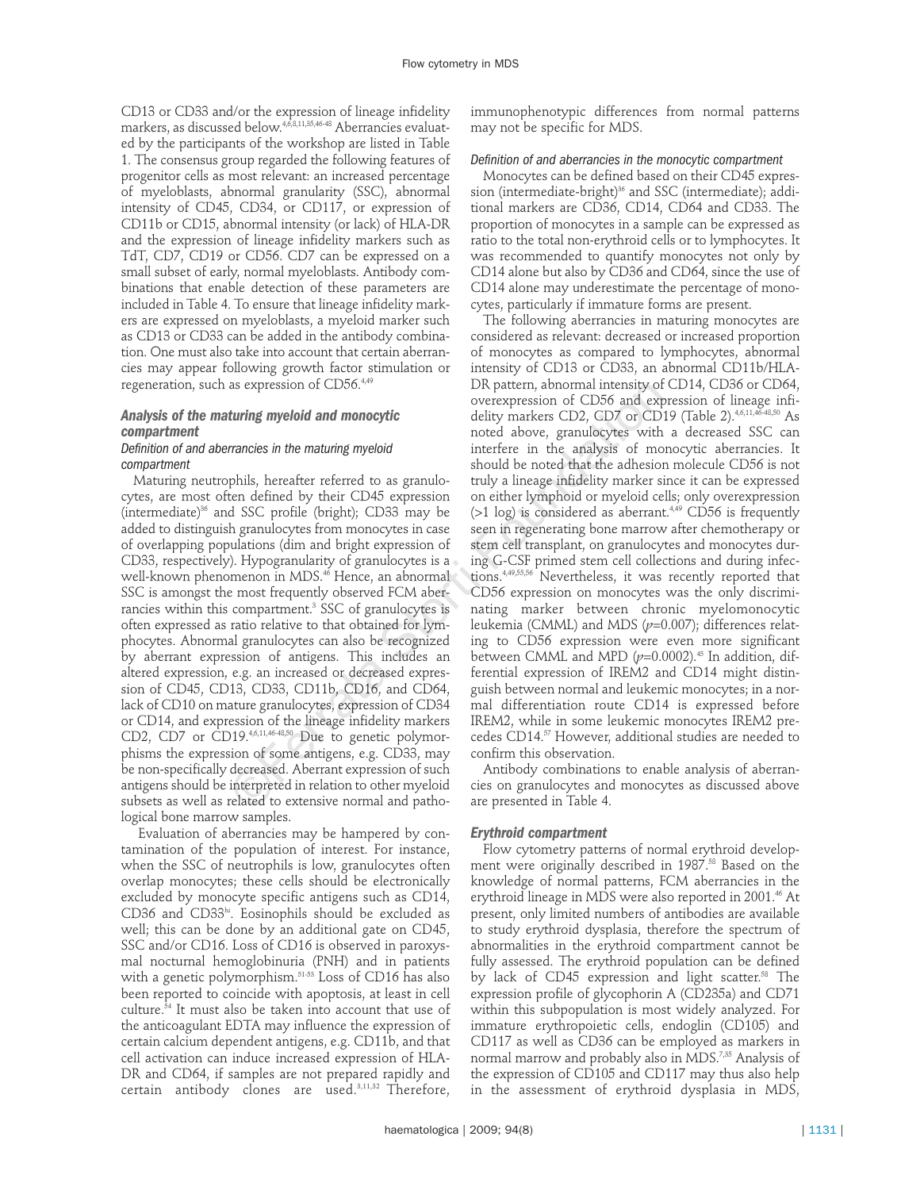CD13 or CD33 and/or the expression of lineage infidelity markers, as discussed below.[4,6,8,11,35,46-48] Aberrancies evaluated by the participants of the workshop are listed in Table 1. The consensus group regarded the following features of progenitor cells as most relevant: an increased percentage of myeloblasts, abnormal granularity (SSC), abnormal intensity of CD45, CD34, or CD117, or expression of CD11b or CD15, abnormal intensity (or lack) of HLA-DR and the expression of lineage infidelity markers such as TdT, CD7, CD19 or CD56. CD7 can be expressed on a small subset of early, normal myeloblasts. Antibody combinations that enable detection of these parameters are included in Table 4. To ensure that lineage infidelity markers are expressed on myeloblasts, a myeloid marker such as CD13 or CD33 can be added in the antibody combination. One must also take into account that certain aberrancies may appear following growth factor stimulation or regeneration, such as expression of CD56.[4,49]

### Analysis of the maturing myeloid and monocytic compartment

#### *Definition of and aberrancies in the maturing myeloid compartment*

Maturing neutrophils, hereafter referred to as granulocytes, are most often defined by their CD45 expression (intermediate)[36] and SSC profile (bright); CD33 may be added to distinguish granulocytes from monocytes in case of overlapping populations (dim and bright expression of CD33, respectively). Hypogranularity of granulocytes is a well-known phenomenon in MDS.[46] Hence, an abnormal SSC is amongst the most frequently observed FCM aberrancies within this compartment.[3] SSC of granulocytes is often expressed as ratio relative to that obtained for lymphocytes. Abnormal granulocytes can also be recognized by aberrant expression of antigens. This includes an altered expression, e.g. an increased or decreased expression of CD45, CD13, CD33, CD11b, CD16, and CD64, lack of CD10 on mature granulocytes, expression of CD34 or CD14, and expression of the lineage infidelity markers CD2, CD7 or CD19.[4,6,11,46-48,50] Due to genetic polymorphisms the expression of some antigens, e.g. CD33, may be non-specifically decreased. Aberrant expression of such antigens should be interpreted in relation to other myeloid subsets as well as related to extensive normal and pathological bone marrow samples.

Evaluation of aberrancies may be hampered by contamination of the population of interest. For instance, when the SSC of neutrophils is low, granulocytes often overlap monocytes; these cells should be electronically excluded by monocyte specific antigens such as CD14, CD36 and CD33[hi]. Eosinophils should be excluded as well; this can be done by an additional gate on CD45, SSC and/or CD16. Loss of CD16 is observed in paroxysmal nocturnal hemoglobinuria (PNH) and in patients with a genetic polymorphism.[51-53] Loss of CD16 has also been reported to coincide with apoptosis, at least in cell culture.[54] It must also be taken into account that use of the anticoagulant EDTA may influence the expression of certain calcium dependent antigens, e.g. CD11b, and that cell activation can induce increased expression of HLA-DR and CD64, if samples are not prepared rapidly and certain antibody clones are used.[3,11,32] Therefore, immunophenotypic differences from normal patterns may not be specific for MDS.

#### *Definition of and aberrancies in the monocytic compartment*

Monocytes can be defined based on their CD45 expression (intermediate-bright)[36] and SSC (intermediate); additional markers are CD36, CD14, CD64 and CD33. The proportion of monocytes in a sample can be expressed as ratio to the total non-erythroid cells or to lymphocytes. It was recommended to quantify monocytes not only by CD14 alone but also by CD36 and CD64, since the use of CD14 alone may underestimate the percentage of monocytes, particularly if immature forms are present.

The following aberrancies in maturing monocytes are considered as relevant: decreased or increased proportion of monocytes as compared to lymphocytes, abnormal intensity of CD13 or CD33, an abnormal CD11b/HLA-DR pattern, abnormal intensity of CD14, CD36 or CD64, overexpression of CD56 and expression of lineage infidelity markers CD2, CD7 or CD19 (Table 2).[4,6,11,46-48,50] As noted above, granulocytes with a decreased SSC can interfere in the analysis of monocytic aberrancies. It should be noted that the adhesion molecule CD56 is not truly a lineage infidelity marker since it can be expressed on either lymphoid or myeloid cells; only overexpression (>1 log) is considered as aberrant.[4,49] CD56 is frequently seen in regenerating bone marrow after chemotherapy or stem cell transplant, on granulocytes and monocytes during G-CSF primed stem cell collections and during infections.[4,49,55,56] Nevertheless, it was recently reported that CD56 expression on monocytes was the only discriminating marker between chronic myelomonocytic leukemia (CMML) and MDS ($p$=0.007); differences relating to CD56 expression were even more significant between CMML and MPD ($p$=0.0002).[45] In addition, differential expression of IREM2 and CD14 might distinguish between normal and leukemic monocytes; in a normal differentiation route CD14 is expressed before IREM2, while in some leukemic monocytes IREM2 precedes CD14.[57] However, additional studies are needed to confirm this observation.

Antibody combinations to enable analysis of aberrancies on granulocytes and monocytes as discussed above are presented in Table 4.

### Erythroid compartment

Flow cytometry patterns of normal erythroid development were originally described in 1987.[58] Based on the knowledge of normal patterns, FCM aberrancies in the erythroid lineage in MDS were also reported in 2001.[46] At present, only limited numbers of antibodies are available to study erythroid dysplasia, therefore the spectrum of abnormalities in the erythroid compartment cannot be fully assessed. The erythroid population can be defined by lack of CD45 expression and light scatter.[58] The expression profile of glycophorin A (CD235a) and CD71 within this subpopulation is most widely analyzed. For immature erythropoietic cells, endoglin (CD105) and CD117 as well as CD36 can be employed as markers in normal marrow and probably also in MDS.[7,35] Analysis of the expression of CD105 and CD117 may thus also help in the assessment of erythroid dysplasia in MDS,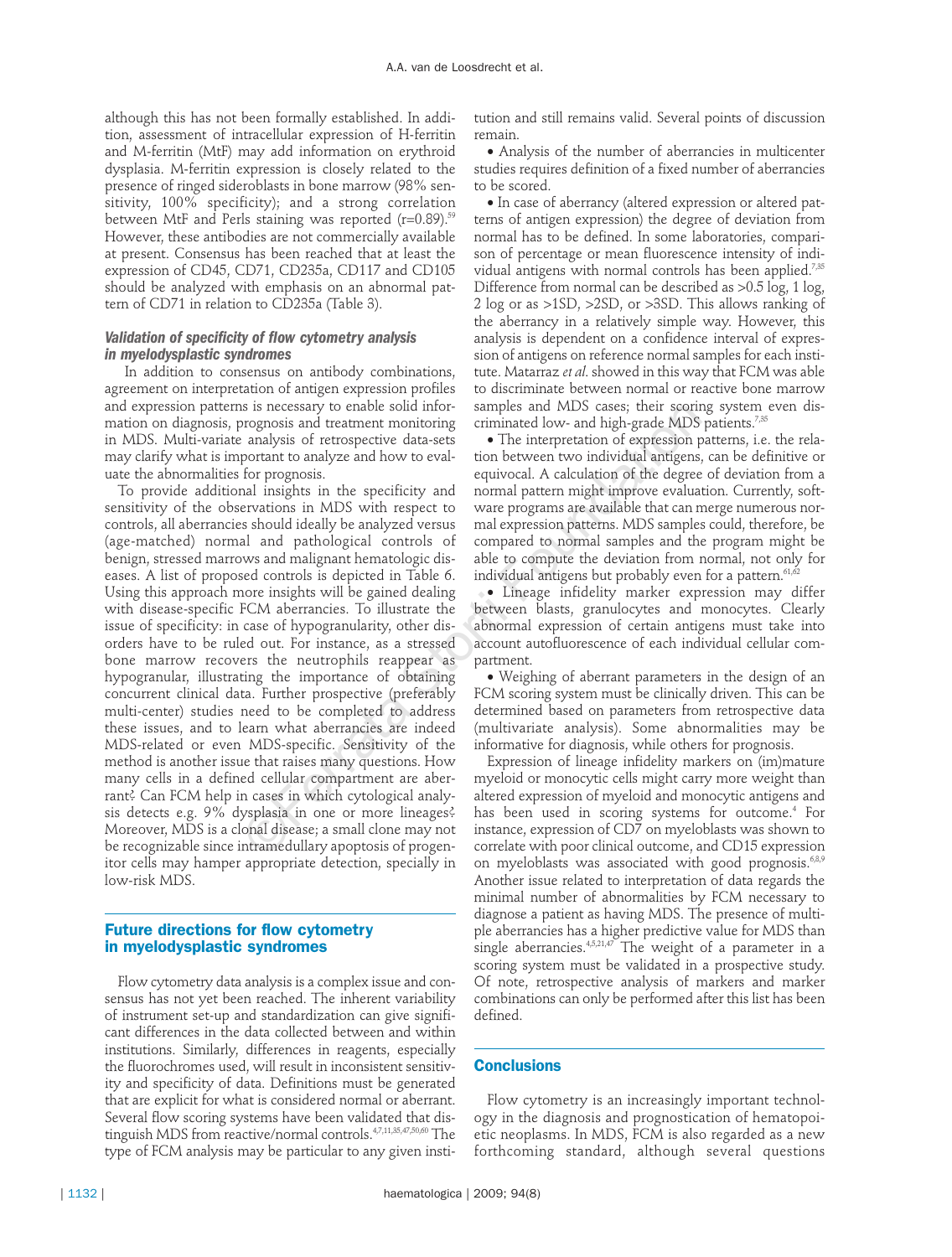although this has not been formally established. In addition, assessment of intracellular expression of H-ferritin and M-ferritin (MtF) may add information on erythroid dysplasia. M-ferritin expression is closely related to the presence of ringed sideroblasts in bone marrow (98% sensitivity, 100% specificity); and a strong correlation between MtF and Perls staining was reported (r=0.89).[59] However, these antibodies are not commercially available at present. Consensus has been reached that at least the expression of CD45, CD71, CD235a, CD117 and CD105 should be analyzed with emphasis on an abnormal pattern of CD71 in relation to CD235a (Table 3).

### *Validation of specificity of flow cytometry analysis in myelodysplastic syndromes*

In addition to consensus on antibody combinations, agreement on interpretation of antigen expression profiles and expression patterns is necessary to enable solid information on diagnosis, prognosis and treatment monitoring in MDS. Multi-variate analysis of retrospective data-sets may clarify what is important to analyze and how to evaluate the abnormalities for prognosis.

To provide additional insights in the specificity and sensitivity of the observations in MDS with respect to controls, all aberrancies should be analyzed versus (age-matched) normal and pathological controls of benign, stressed marrows and malignant hematologic diseases. A list of proposed controls is depicted in Table 6. Using this approach more insights will be gained dealing with disease-specific FCM aberrancies. To illustrate the issue of specificity: in case of hypogranularity, other disorders have to be ruled out. For instance, as a stressed bone marrow recovers the neutrophils reappear as hypogranular, illustrating the importance of obtaining concurrent clinical data. Further prospective (preferably multi-center) studies need to be conducted to address these issues, and to learn what aberrancies are indeed MDS-related or even MDS-specific. Sensitivity of the method is another issue that raises many questions. How many cells in a defined cellular compartment are aberrant? Can FCM help in cases in which cytological analysis detects e.g. 9% dysplasia in one or more lineages? Moreover, MDS is a clonal disease; a small clone may not be recognizable since intramedullary apoptosis of progenitor cells may hamper appropriate detection, specially in low-risk MDS.

## Future directions for flow cytometry in myelodysplastic syndromes

Flow cytometry data analysis is a complex issue and consensus has not yet been reached. The inherent variability of instrument set-up and standardization can give significant differences in the data collected between and within institutions. Similarly, differences in reagents, especially the fluorochromes used, will result in inconsistent sensitivity and specificity of data. Definitions must be generated that are explicit for what is considered normal or aberrant. Several flow scoring systems have been validated that distinguish MDS from reactive/normal controls.[4,7,11,35,47,50,60] The type of FCM analysis may be particular to any given institution and still remains valid. Several points of discussion remain.

- Analysis of the number of aberrancies in multicenter studies requires definition of a fixed number of aberrancies to be scored.
- In case of aberrancy (altered expression or altered patterns of antigen expression) the degree of deviation from normal has to be defined. In some laboratories, comparison of percentage or mean fluorescence intensity of individual antigens with normal controls has been applied.[7,35] Difference from normal can be described as >0.5 log, 1 log, 2 log or as >1SD, >2SD, or >3SD. This allows ranking of the aberrancy in a relatively simple way. However, this analysis is dependent on a confidence interval of expression of antigens on reference normal samples for each institute. Matarraz *et al.* showed in this way that FCM was able to discriminate between normal or reactive bone marrow samples and MDS cases; their scoring system even discriminated low- and high-grade MDS patients.[7,35]
- The interpretation of expression patterns, i.e. the relation between two individual antigens, can be definitive or equivocal. A calculation of the degree of deviation from a normal pattern might improve evaluation. Currently, software programs are available that can merge numerous normal expression patterns. MDS samples could, therefore, be compared to normal samples and the program might be able to compute the deviation from normal, not only for individual antigens but probably even for a pattern.[61,62]
- Lineage infidelity marker expression may differ between blasts, granulocytes and monocytes. Clearly abnormal expression of certain antigens must take into account autofluorescence of each individual cellular compartment.
- Weighing of aberrant parameters in the design of an FCM scoring system must be clinically driven. This can be determined based on parameters from retrospective data (multivariate analysis). Some abnormalities may be informative for diagnosis, while others for prognosis.

Expression of lineage infidelity markers on (im)mature myeloid or monocytic cells might carry more weight than altered expression of myeloid and monocytic antigens and has been used in scoring systems for outcome.[4] For instance, expression of CD7 on myeloblasts was shown to correlate with poor clinical outcome, and CD15 expression on myeloblasts was associated with good prognosis.[6,8,9] Another issue related to interpretation of data regards the minimal number of abnormalities by FCM necessary to diagnose a patient as having MDS. The presence of multiple aberrancies has a higher predictive value for MDS than single aberrancies.[4,5,21,47] The weight of a parameter in a scoring system must be validated in a prospective study. Of note, retrospective analysis of markers and marker combinations can only be performed after this list has been defined.

## Conclusions

Flow cytometry is an increasingly important technology in the diagnosis and prognostication of hematopoietic neoplasms. In MDS, FCM is also regarded as a new forthcoming standard, although several questions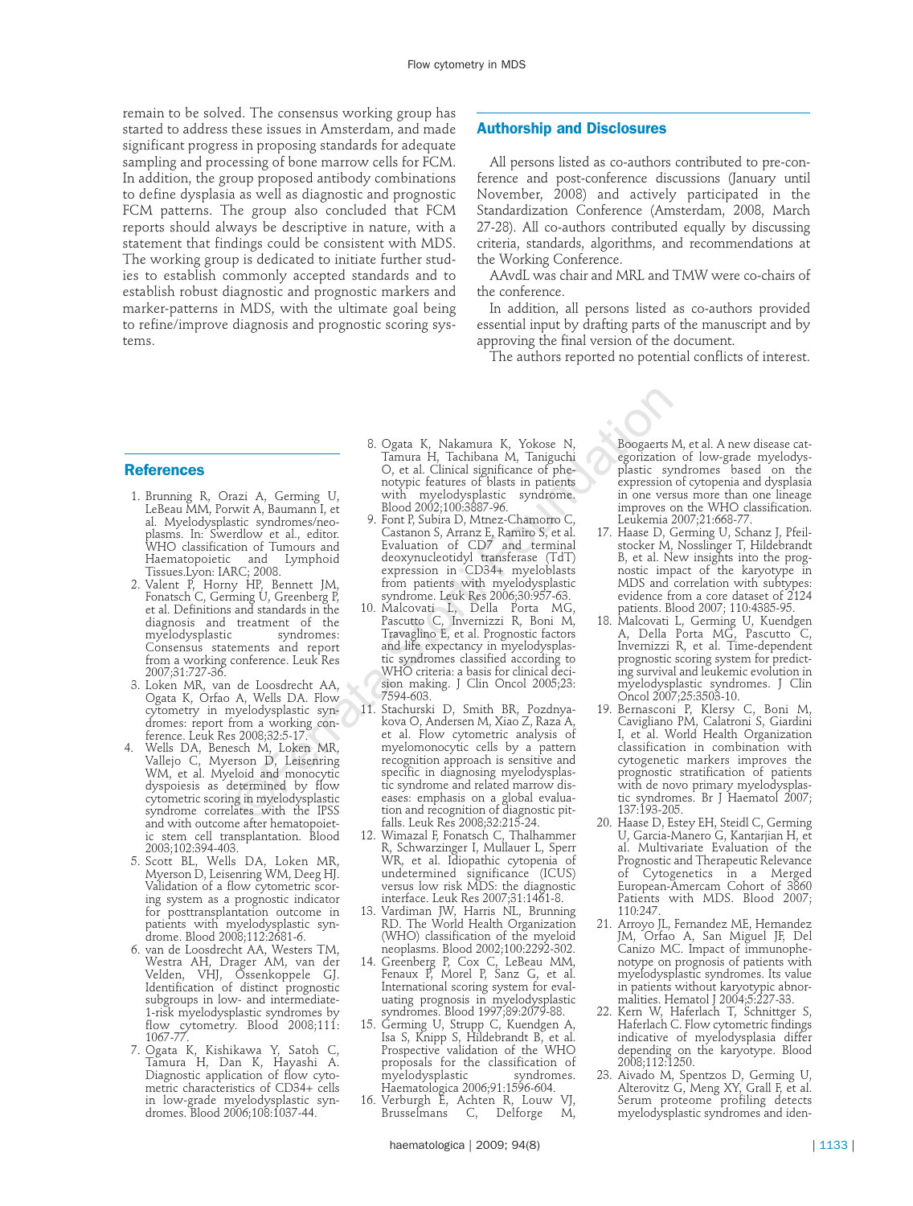remain to be solved. The consensus working group has started to address these issues in Amsterdam, and made significant progress in proposing standards for adequate sampling and processing of bone marrow cells for FCM. In addition, the group proposed antibody combinations to define dysplasia as well as diagnostic and prognostic FCM patterns. The group also concluded that FCM reports should always be descriptive in nature, with a statement that findings could be consistent with MDS. The working group is dedicated to initiate further studies to establish commonly accepted standards and to establish robust diagnostic and prognostic markers and marker-patterns in MDS, with the ultimate goal being to refine/improve diagnosis and prognostic scoring systems.

## Authorship and Disclosures

All persons listed as co-authors contributed to pre-conference and post-conference discussions (January until November, 2008) and actively participated in the Standardization Conference (Amsterdam, 2008, March 27-28). All co-authors contributed equally by discussing criteria, standards, algorithms, and recommendations at the Working Conference.

AAvdL was chair and MRL and TMW were co-chairs of the conference.

In addition, all persons listed as co-authors provided essential input by drafting parts of the manuscript and by approving the final version of the document.

The authors reported no potential conflicts of interest.

## References

1. Brunning R, Orazi A, Germing U, LeBeau MM, Porwit A, Baumann I, et al. Myelodysplastic syndromes/neoplasms. In: Swerdlow et al., editor. WHO classification of Tumours and Haematopoietic and Lymphoid Tissues.Lyon: IARC; 2008.
2. Valent P, Horny HP, Bennett JM, Fonatsch C, Germing U, Greenberg P, et al. Definitions and standards in the diagnosis and treatment of the myelodysplastic syndromes: Consensus statements and report from a working conference. Leuk Res 2007;31:727-36.
3. Loken MR, van de Loosdrecht AA, Ogata K, Orfao A, Wells DA. Flow cytometry in myelodysplastic syndromes: report from a working conference. Leuk Res 2008;32:5-17.
4. Wells DA, Benesch M, Loken MR, Vallejo C, Myerson D, Leisenring WM, et al. Myeloid and monocytic dyspoiesis as determined by flow cytometric scoring in myelodysplastic syndrome correlates with the IPSS and with outcome after hematopoietic stem cell transplantation. Blood 2003;102:394-403.
5. Scott BL, Wells DA, Loken MR, Myerson D, Leisenring WM, Deeg HJ. Validation of a flow cytometric scoring system as a prognostic indicator for posttransplantation outcome in patients with myelodysplastic syndrome. Blood 2008;112:2681-6.
6. van de Loosdrecht AA, Westers TM, Westra AH, Drager AM, van der Velden, VHJ, Ossenkoppele GJ. Identification of distinct prognostic subgroups in low- and intermediate-1-risk myelodysplastic syndromes by flow cytometry. Blood 2008;111:1067-77.
7. Ogata K, Kishikawa Y, Satoh C, Tamura H, Dan K, Hayashi A. Diagnostic application of flow cytometric characteristics of CD34+ cells in low-grade myelodysplastic syndromes. Blood 2006;108:1037-44.
8. Ogata K, Nakamura K, Yokose N, Tamura H, Tachibana M, Taniguchi O, et al. Clinical significance of phenotypic features of blasts in patients with myelodysplastic syndrome. Blood 2002;100:3887-96.
9. Font P, Subira D, Mtnez-Chamorro C, Castanon S, Arranz E, Ramiro S, et al. Evaluation of CD7 and terminal deoxynucleotidyl transferase (TdT) expression in CD34+ myeloblasts from patients with myelodysplastic syndrome. Leuk Res 2006;30:957-63.
10. Malcovati L, Della Porta MG, Pascutto C, Invernizzi R, Boni M, Travaglino E, et al. Prognostic factors and life expectancy in myelodysplastic syndromes classified according to WHO criteria: a basis for clinical decision making. J Clin Oncol 2005;23:7594-603.
11. Stachurski D, Smith BR, Pozdnyakova O, Andersen M, Xiao Z, Raza A, et al. Flow cytometric analysis of myelomonocytic cells by a pattern recognition approach is sensitive and specific in diagnosing myelodysplastic syndrome and related marrow diseases: emphasis on a global evaluation and recognition of diagnostic pitfalls. Leuk Res 2008;32:215-24.
12. Wimazal F, Fonatsch C, Thalhammer R, Schwarzinger I, Mullauer L, Sperr WR, et al. Idiopathic cytopenia of undetermined significance (ICUS) versus low risk MDS: the diagnostic interface. Leuk Res 2007;31:1461-8.
13. Vardiman JW, Harris NL, Brunning RD. The World Health Organization (WHO) classification of the myeloid neoplasms. Blood 2002;100:2292-302.
14. Greenberg P, Cox C, LeBeau MM, Fenaux P, Morel P, Sanz G, et al. International scoring system for evaluating prognosis in myelodysplastic syndromes. Blood 1997;89:2079-88.
15. Germing U, Strupp C, Kuendgen A, Isa S, Knipp S, Hildebrandt B, et al. Prospective validation of the WHO proposals for the classification of myelodysplastic syndromes. Haematologica 2006;91:1596-604.
16. Verburgh E, Achten R, Louw VJ, Brusselmans C, Delforge M, Boogaerts M, et al. A new disease categorization of low-grade myelodysplastic syndromes based on the expression of cytopenia and dysplasia in one versus more than one lineage improves on the WHO classification. Leukemia 2007;21:668-77.
17. Haase D, Germing U, Schanz J, Pfeilstocker M, Nosslinger T, Hildebrandt B, et al. New insights into the prognostic impact of the karyotype in MDS and correlation with subtypes: evidence from a core dataset of 2124 patients. Blood 2007; 110:4385-95.
18. Malcovati L, Germing U, Kuendgen A, Della Porta MG, Pascutto C, Invernizzi R, et al. Time-dependent prognostic scoring system for predicting survival and leukemic evolution in myelodysplastic syndromes. J Clin Oncol 2007;25:3503-10.
19. Bernasconi P, Klersy C, Boni M, Cavigliano PM, Calatroni S, Giardini I, et al. World Health Organization classification in combination with cytogenetic markers improves the prognostic stratification of patients with de novo primary myelodysplastic syndromes. Br J Haematol 2007; 137:193-205.
20. Haase D, Estey EH, Steidl C, Germing U, Garcia-Manero G, Kantarjian H, et al. Multivariate Evaluation of the Prognostic and Therapeutic Relevance of Cytogenetics in a Merged European-Amercam Cohort of 3860 Patients with MDS. Blood 2007; 110:247.
21. Arroyo JL, Fernandez ME, Hernandez JM, Orfao A, San Miguel JF, Del Canizo MC. Impact of immunophenotype on prognosis of patients with myelodysplastic syndromes. Its value in patients without karyotypic abnormalities. Hematol J 2004;5:227-33.
22. Kern W, Haferlach T, Schnittger S, Haferlach C. Flow cytometric findings indicative of myelodysplasia differ depending on the karyotype. Blood 2008;112:1250.
23. Aivado M, Spentzos D, Germing U, Alterovitz G, Meng XY, Grall F, et al. Serum proteome profiling detects myelodysplastic syndromes and iden-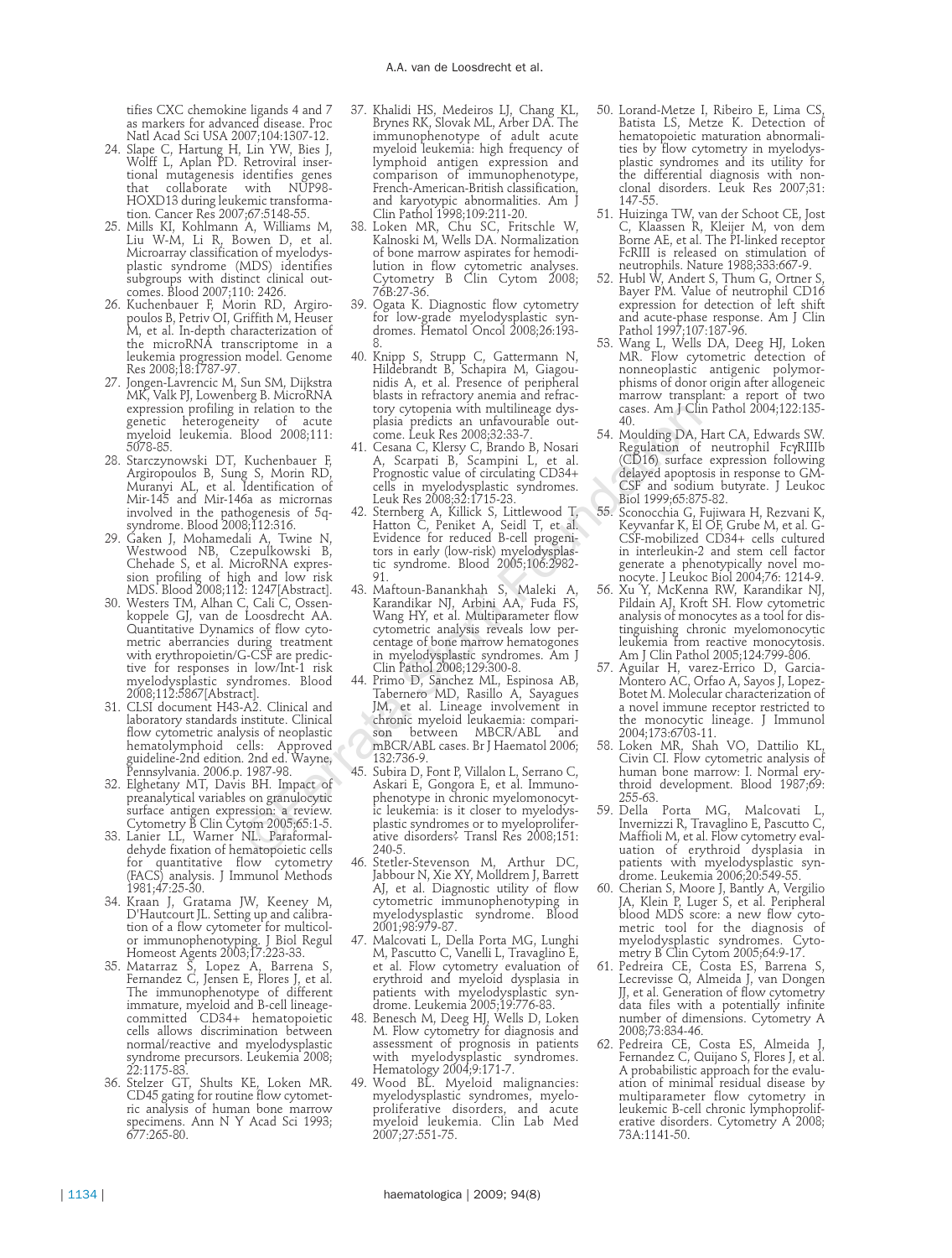tifies CXC chemokine ligands 4 and 7 as markers for advanced disease. Proc Natl Acad Sci USA 2007;104:1307-12.

24. Slape C, Hartung H, Lin YW, Bies J, Wolff L, Aplan PD. Retroviral insertional mutagenesis identifies genes that collaborate with NUP98-HOXD13 during leukemic transformation. Cancer Res 2007;67:5148-55.
25. Mills KI, Kohlmann A, Williams M, Liu W-M, Li R, Bowen D, et al. Microarray classification of myelodysplastic syndrome (MDS) identifies subgroups with distinct clinical outcomes. Blood 2007;110: 2426.
26. Kuchenbauer F, Morin RD, Argiropoulos B, Petriv OI, Griffith M, Heuser M, et al. In-depth characterization of the microRNA transcriptome in a leukemia progression model. Genome Res 2008;18:1787-97.
27. Jongen-Lavrencic M, Sun SM, Dijkstra MK, Valk PJ, Lowenberg B. MicroRNA expression profiling in relation to the genetic heterogeneity of acute myeloid leukemia. Blood 2008;111: 5078-85.
28. Starczynowski DT, Kuchenbauer F, Argiropoulos B, Sung S, Morin RD, Muranyi AL, et al. Identification of Mir-145 and Mir-146a as micrornas involved in the pathogenesis of 5q-syndrome. Blood 2008;112:316.
29. Gaken J, Mohamedali A, Twine N, Westwood NB, Czepulkowski B, Chehade S, et al. MicroRNA expression profiling of high and low risk MDS. Blood 2008;112: 1247[Abstract].
30. Westers TM, Alhan C, Cali C, Ossenkoppele GJ, van de Loosdrecht AA. Quantitative Dynamics of flow cytometric aberrancies during treatment with erythropoietin/G-CSF are predictive for responses in low/Int-1 risk myelodysplastic syndromes. Blood 2008;112:5867[Abstract].
31. CLSI document H43-A2. Clinical and laboratory standards institute. Clinical flow cytometric analysis of neoplastic hematolymphoid cells: Approved guideline-2nd ed. Wayne, Pennsylvania. 2006.p. 1987-98.
32. Elghetany MT, Davis BH. Impact of preanalytical variables on granulocytic surface antigen expression: a review. Cytometry B Clin Cytom 2005;65:1-5.
33. Lanier LL, Warner NL. Paraformaldehyde fixation of hematopoietic cells for quantitative flow cytometry (FACS) analysis. J Immunol Methods 1981;47:25-30.
34. Kraan J, Gratama JW, Keeney M, D'Hautcourt JL. Setting up and calibration of a flow cytometer for multicolor immunophenotyping. J Biol Regul Homeost Agents 2003;17:223-33.
35. Matarraz S, Lopez A, Barrena S, Fernandez C, Jensen E, Flores J, et al. The immunophenotype of different immature, myeloid and B-cell lineage-committed CD34+ hematopoietic cells allows discrimination between normal/reactive and myelodysplastic syndrome precursors. Leukemia 2008; 22:1175-83.
36. Stelzer GT, Shults KE, Loken MR. CD45 gating for routine flow cytometric analysis of human bone marrow specimens. Ann N Y Acad Sci 1993; 677:265-80.
37. Khalidi HS, Medeiros LJ, Chang KL, Brynes RK, Slovak ML, Arber DA. The immunophenotype of adult acute myeloid leukemia: high frequency of lymphoid antigen expression and comparison of immunophenotype, French-American-British classification, and karyotypic abnormalities. Am J Clin Pathol 1998;109:211-20.
38. Loken MR, Chu SC, Fritschle W, Kalnoski M, Wells DA. Normalization of bone marrow aspirates for hemodilution in flow cytometric analyses. Cytometry B Clin Cytom 2008; 76B:27-36.
39. Ogata K. Diagnostic flow cytometry for low-grade myelodysplastic syndromes. Hematol Oncol 2008;26:193-8.
40. Knipp S, Strupp C, Gattermann N, Hildebrandt B, Schapira M, Giagounidis A, et al. Presence of peripheral blasts in refractory anemia and refractory cytopenia with multilineage dysplasia predicts an unfavourable outcome. Leuk Res 2008;32:33-7.
41. Cesana C, Klersy C, Brando B, Nosari A, Scarpati B, Scampini L, et al. Prognostic value of circulating CD34+ cells in myelodysplastic syndromes. Leuk Res 2008;32:1715-23.
42. Sternberg A, Killick S, Littlewood T, Hatton C, Peniket A, Seidl T, et al. Evidence for reduced B-cell progenitors in early (low-risk) myelodysplastic syndrome. Blood 2005;106:2982-91.
43. Maftoun-Banankhah S, Maleki A, Karandikar NJ, Arbini AA, Fuda FS, Wang HY, et al. Multiparameter flow cytometric analysis reveals low percentage of bone marrow hematogones in myelodysplastic syndromes. Am J Clin Pathol 2008;129:300-8.
44. Primo D, Sanchez ML, Espinosa AB, Tabernero MD, Rasillo A, Sayagues JM, et al. Lineage involvement in chronic myeloid leukaemia: comparison between MBCR/ABL and mBCR/ABL cases. Br J Haematol 2006; 132:736-9.
45. Subira D, Font P, Villalon L, Serrano C, Askari E, Gongora E, et al. Immunophenotype in chronic myelomonocytic leukemia: is it closer to myelodysplastic syndromes or to myeloproliferative disorders? Transl Res 2008;151: 240-5.
46. Stetler-Stevenson M, Arthur DC, Jabbour N, Xie XY, Molldrem J, Barrett AJ, et al. Diagnostic utility of flow cytometric immunophenotyping in myelodysplastic syndrome. Blood 2001;98:979-87.
47. Malcovati L, Della Porta MG, Lunghi M, Pascutto C, Vanelli L, Travaglino E, et al. Flow cytometry evaluation of erythroid and myeloid dysplasia in patients with myelodysplastic syndrome. Leukemia 2005;19:776-83.
48. Benesch M, Deeg HJ, Wells D, Loken M. Flow cytometry for diagnosis and assessment of prognosis in patients with myelodysplastic syndromes. Hematology 2004;9:171-7.
49. Wood BL. Myeloid malignancies: myelodysplastic syndromes, myeloproliferative disorders, and acute myeloid leukemia. Clin Lab Med 2007;27:551-75.
50. Lorand-Metze I, Ribeiro E, Lima CS, Batista LS, Metze K. Detection of hematopoietic maturation abnormalities by flow cytometry in myelodysplastic syndromes and its utility for the differential diagnosis with non-clonal disorders. Leuk Res 2007;31: 147-55.
51. Huizinga TW, van der Schoot CE, Jost C, Klaassen R, Kleijer M, von dem Borne AE, et al. The PI-linked receptor FcRIII is released on stimulation of neutrophils. Nature 1988;333:667-9.
52. Hubl W, Andert S, Thum G, Ortner S, Bayer PM. Value of neutrophil CD16 expression for detection of left shift and acute-phase response. Am J Clin Pathol 1997;107:187-96.
53. Wang L, Wells DA, Deeg HJ, Loken MR. Flow cytometric detection of nonneoplastic antigenic polymorphisms of donor origin after allogeneic marrow transplant: a report of two cases. Am J Clin Pathol 2004;122:135-40.
54. Moulding DA, Hart CA, Edwards SW. Regulation of neutrophil FcγRIIIb (CD16) surface expression following delayed apoptosis in response to GM-CSF and sodium butyrate. J Leukoc Biol 1999;65:875-82.
55. Sconocchia G, Fujiwara H, Rezvani K, Keyvanfar K, El OF, Grube M, et al. G-CSF-mobilized CD34+ cells cultured in interleukin-2 and stem cell factor generate a phenotypically novel monocyte. J Leukoc Biol 2004;76: 1214-9.
56. Xu Y, McKenna RW, Karandikar NJ, Pildain AJ, Kroft SH. Flow cytometric analysis of monocytes as a tool for distinguishing chronic myelomonocytic leukemia from reactive monocytosis. Am J Clin Pathol 2005;124:799-806.
57. Aguilar H, varez-Errico D, Garcia-Montero AC, Orfao A, Sayos J, Lopez-Botet M. Molecular characterization of a novel immune receptor restricted to the monocytic lineage. J Immunol 2004;173:6703-11.
58. Loken MR, Shah VO, Dattilio KL, Civin CI. Flow cytometric analysis of human bone marrow: I. Normal erythroid development. Blood 1987;69: 255-63.
59. Della Porta MG, Malcovati L, Invernizzi R, Travaglino E, Pascutto C, Maffioli M, et al. Flow cytometry evaluation of erythroid dysplasia in patients with myelodysplastic syndrome. Leukemia 2006;20:549-55.
60. Cherian S, Moore J, Bantly A, Vergilio JA, Klein P, Luger S, et al. Peripheral blood MDS score: a new flow cytometric tool for the diagnosis of myelodysplastic syndromes. Cytometry B Clin Cytom 2005;64:9-17.
61. Pedreira CE, Costa ES, Barrena S, Lecrevisse Q, Almeida J, van Dongen JJ, et al. Generation of flow cytometry data files with a potentially infinite number of dimensions. Cytometry A 2008;73:834-46.
62. Pedreira CE, Costa ES, Almeida J, Fernandez C, Quijano S, Flores J, et al. A probabilistic approach for the evaluation of minimal residual disease by multiparameter flow cytometry in leukemic B-cell chronic lymphoproliferative disorders. Cytometry A 2008; 73A:1141-50.